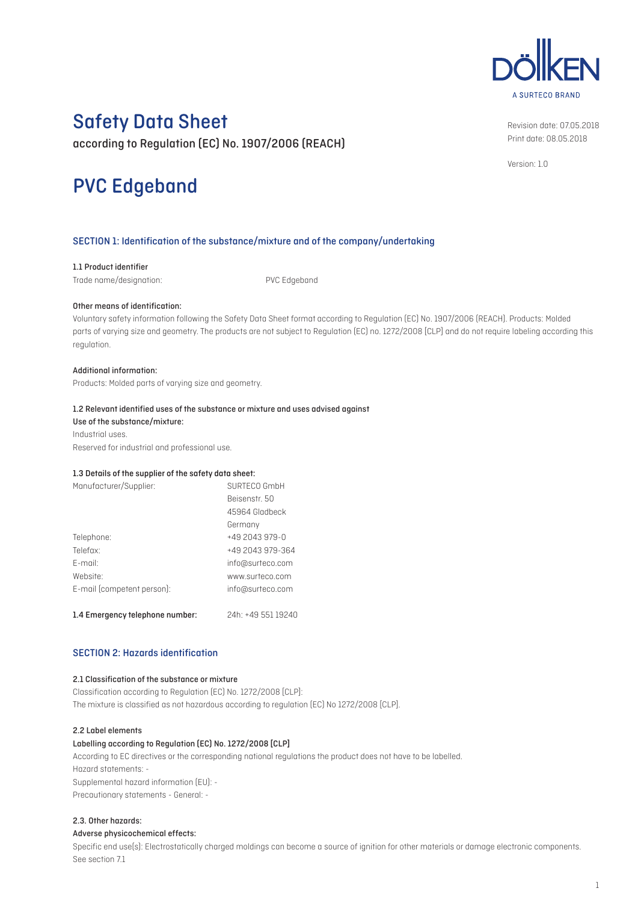DÖLLKEN
A SURTECO BRAND

# Safety Data Sheet

according to Regulation (EC) No. 1907/2006 (REACH)

Revision date: 07.05.2018
Print date: 08.05.2018

Version: 1.0

# PVC Edgeband

## SECTION 1: Identification of the substance/mixture and of the company/undertaking

### 1.1 Product identifier

| | |
|---|---|
| Trade name/designation: | PVC Edgeband |

**Other means of identification:**

Voluntary safety information following the Safety Data Sheet format according to Regulation (EC) No. 1907/2006 (REACH). Products: Molded parts of varying size and geometry. The products are not subject to Regulation (EC) no. 1272/2008 (CLP) and do not require labeling according this regulation.

**Additional information:**

Products: Molded parts of varying size and geometry.

### 1.2 Relevant identified uses of the substance or mixture and uses advised against

**Use of the substance/mixture:**

Industrial uses.

Reserved for industrial and professional use.

### 1.3 Details of the supplier of the safety data sheet:

| | |
|---|---|
| Manufacturer/Supplier: | SURTECO GmbH<br>Beisenstr. 50<br>45964 Gladbeck<br>Germany |
| Telephone: | +49 2043 979-0 |
| Telefax: | +49 2043 979-364 |
| E-mail: | info@surteco.com |
| Website: | www.surteco.com |
| E-mail (competent person): | info@surteco.com |

**1.4 Emergency telephone number:** 24h: +49 551 19240

## SECTION 2: Hazards identification

### 2.1 Classification of the substance or mixture

Classification according to Regulation (EC) No. 1272/2008 (CLP):

The mixture is classified as not hazardous according to regulation (EC) No 1272/2008 (CLP).

### 2.2 Label elements

**Labelling according to Regulation (EC) No. 1272/2008 (CLP)**

According to EC directives or the corresponding national regulations the product does not have to be labelled.

Hazard statements: -

Supplemental hazard information (EU): -

Precautionary statements - General: -

### 2.3. Other hazards:

**Adverse physicochemical effects:**

Specific end use(s): Electrostatically charged moldings can become a source of ignition for other materials or damage electronic components. See section 7.1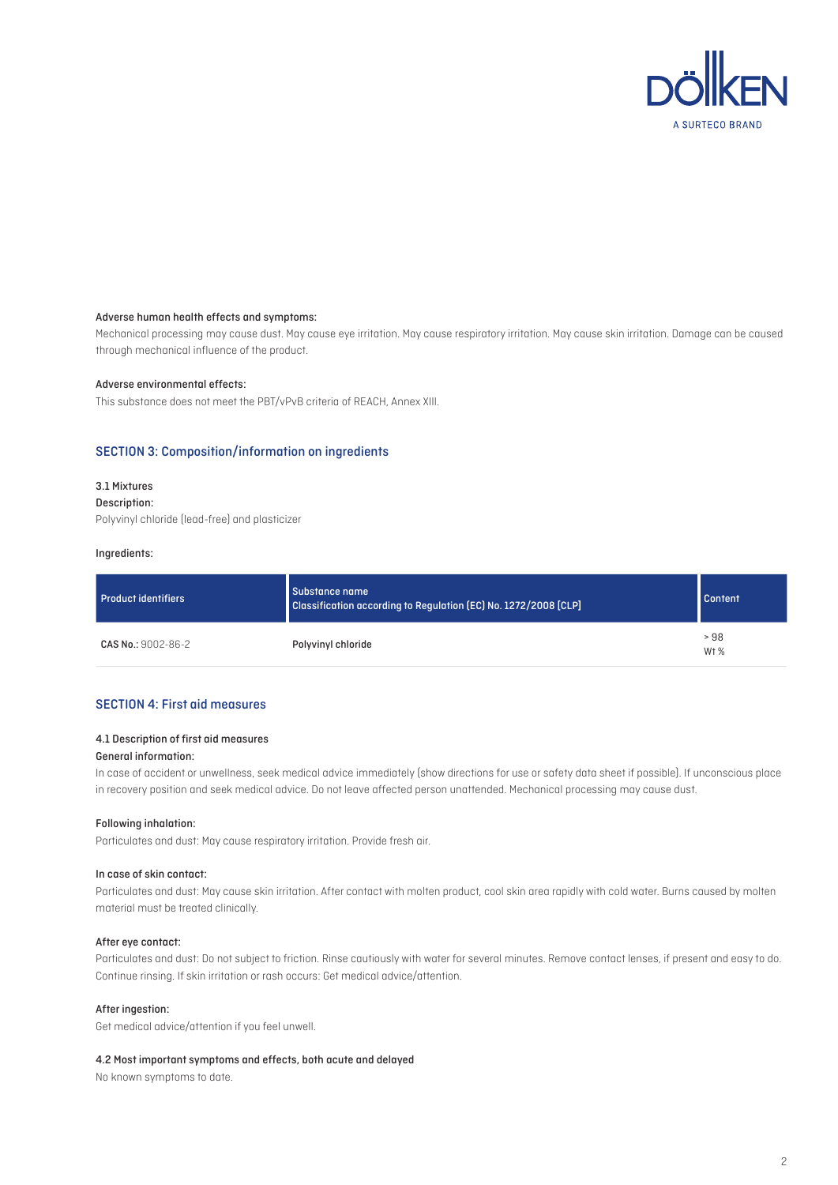#### Adverse human health effects and symptoms:

Mechanical processing may cause dust. May cause eye irritation. May cause respiratory irritation. May cause skin irritation. Damage can be caused through mechanical influence of the product.

#### Adverse environmental effects:

This substance does not meet the PBT/vPvB criteria of REACH, Annex XIII.

## SECTION 3: Composition/information on ingredients

### 3.1 Mixtures

#### Description:

Polyvinyl chloride (lead-free) and plasticizer

#### Ingredients:

| Product identifiers | Substance name<br>Classification according to Regulation (EC) No. 1272/2008 [CLP] | Content |
|---|---|---|
| **CAS No.:** 9002-86-2 | Polyvinyl chloride | > 98<br>Wt % |

## SECTION 4: First aid measures

### 4.1 Description of first aid measures

#### General information:

In case of accident or unwellness, seek medical advice immediately (show directions for use or safety data sheet if possible). If unconscious place in recovery position and seek medical advice. Do not leave affected person unattended. Mechanical processing may cause dust.

#### Following inhalation:

Particulates and dust: May cause respiratory irritation. Provide fresh air.

#### In case of skin contact:

Particulates and dust: May cause skin irritation. After contact with molten product, cool skin area rapidly with cold water. Burns caused by molten material must be treated clinically.

#### After eye contact:

Particulates and dust: Do not subject to friction. Rinse cautiously with water for several minutes. Remove contact lenses, if present and easy to do. Continue rinsing. If skin irritation or rash occurs: Get medical advice/attention.

#### After ingestion:

Get medical advice/attention if you feel unwell.

### 4.2 Most important symptoms and effects, both acute and delayed

No known symptoms to date.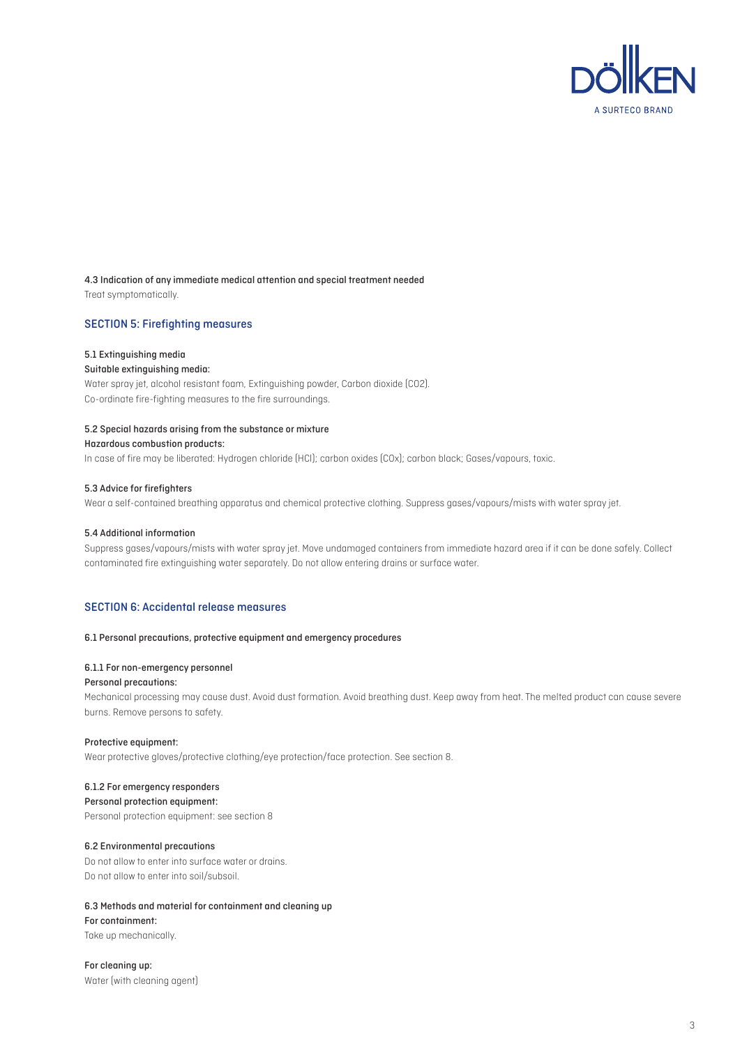### 4.3 Indication of any immediate medical attention and special treatment needed

Treat symptomatically.

## SECTION 5: Firefighting measures

### 5.1 Extinguishing media

**Suitable extinguishing media:**

Water spray jet, alcohol resistant foam, Extinguishing powder, Carbon dioxide ($CO_2$).
Co-ordinate fire-fighting measures to the fire surroundings.

### 5.2 Special hazards arising from the substance or mixture

**Hazardous combustion products:**

In case of fire may be liberated: Hydrogen chloride (HCl); carbon oxides ($CO_x$); carbon black; Gases/vapours, toxic.

### 5.3 Advice for firefighters

Wear a self-contained breathing apparatus and chemical protective clothing. Suppress gases/vapours/mists with water spray jet.

### 5.4 Additional information

Suppress gases/vapours/mists with water spray jet. Move undamaged containers from immediate hazard area if it can be done safely. Collect contaminated fire extinguishing water separately. Do not allow entering drains or surface water.

## SECTION 6: Accidental release measures

### 6.1 Personal precautions, protective equipment and emergency procedures

#### 6.1.1 For non-emergency personnel

**Personal precautions:**

Mechanical processing may cause dust. Avoid dust formation. Avoid breathing dust. Keep away from heat. The melted product can cause severe burns. Remove persons to safety.

**Protective equipment:**

Wear protective gloves/protective clothing/eye protection/face protection. See section 8.

#### 6.1.2 For emergency responders

**Personal protection equipment:**

Personal protection equipment: see section 8

### 6.2 Environmental precautions

Do not allow to enter into surface water or drains.
Do not allow to enter into soil/subsoil.

### 6.3 Methods and material for containment and cleaning up

**For containment:**

Take up mechanically.

**For cleaning up:**

Water (with cleaning agent)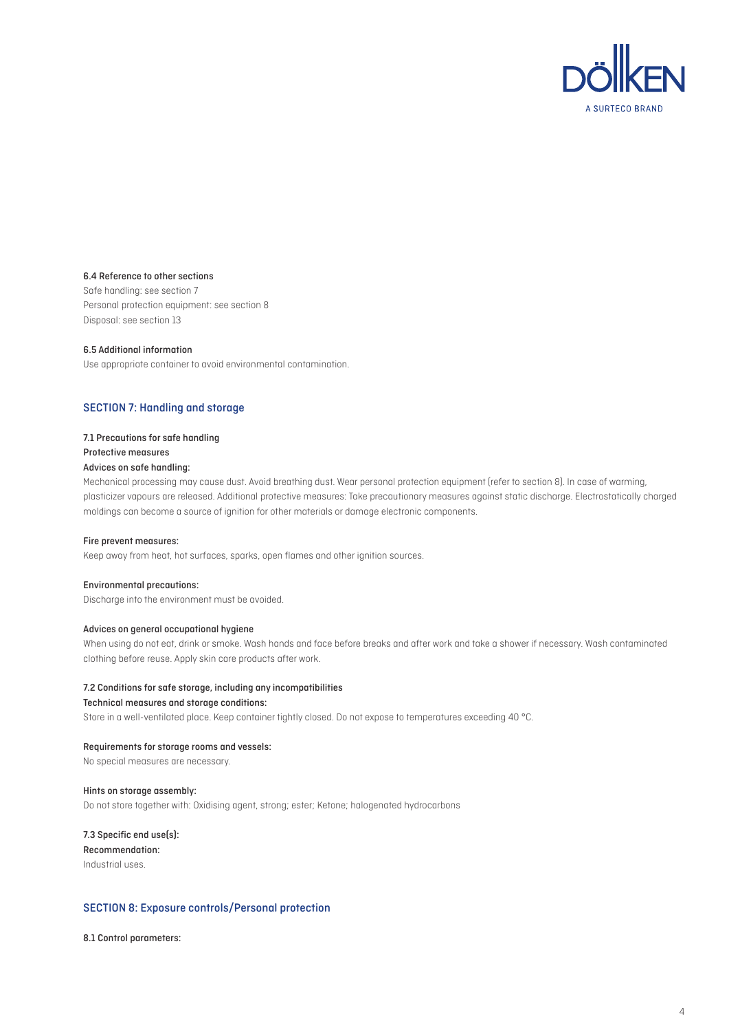#### 6.4 Reference to other sections

Safe handling: see section 7
Personal protection equipment: see section 8
Disposal: see section 13

#### 6.5 Additional information

Use appropriate container to avoid environmental contamination.

## SECTION 7: Handling and storage

#### 7.1 Precautions for safe handling

**Protective measures**

**Advices on safe handling:**

Mechanical processing may cause dust. Avoid breathing dust. Wear personal protection equipment (refer to section 8). In case of warming, plasticizer vapours are released. Additional protective measures: Take precautionary measures against static discharge. Electrostatically charged moldings can become a source of ignition for other materials or damage electronic components.

**Fire prevent measures:**

Keep away from heat, hot surfaces, sparks, open flames and other ignition sources.

**Environmental precautions:**

Discharge into the environment must be avoided.

**Advices on general occupational hygiene**

When using do not eat, drink or smoke. Wash hands and face before breaks and after work and take a shower if necessary. Wash contaminated clothing before reuse. Apply skin care products after work.

#### 7.2 Conditions for safe storage, including any incompatibilities

**Technical measures and storage conditions:**

Store in a well-ventilated place. Keep container tightly closed. Do not expose to temperatures exceeding 40 °C.

**Requirements for storage rooms and vessels:**

No special measures are necessary.

**Hints on storage assembly:**

Do not store together with: Oxidising agent, strong; ester; Ketone; halogenated hydrocarbons

#### 7.3 Specific end use(s):

**Recommendation:**

Industrial uses.

## SECTION 8: Exposure controls/Personal protection

#### 8.1 Control parameters: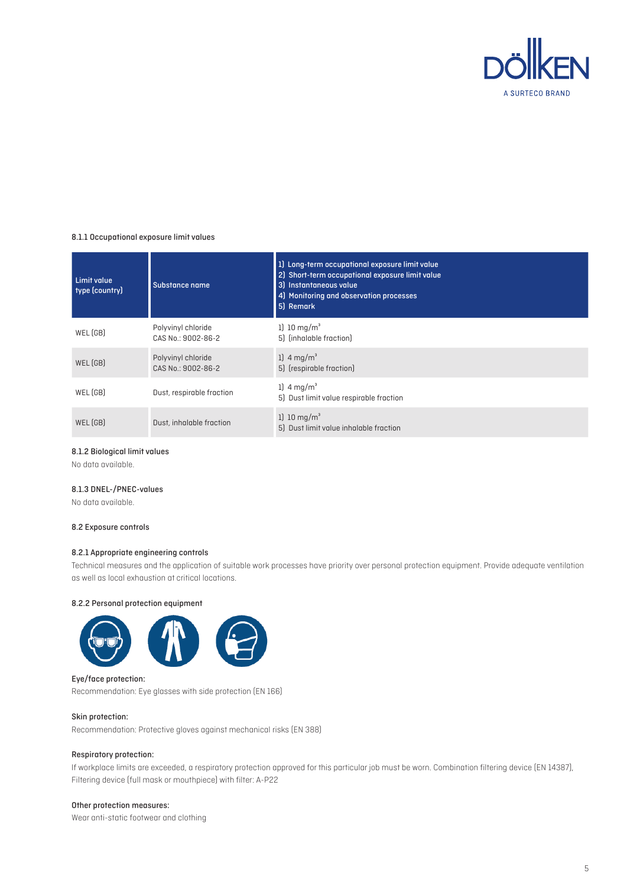#### 8.1.1 Occupational exposure limit values

| Limit value type (country) | Substance name | 1) Long-term occupational exposure limit value<br>2) Short-term occupational exposure limit value<br>3) Instantaneous value<br>4) Monitoring and observation processes<br>5) Remark |
|---|---|---|
| WEL (GB) | Polyvinyl chloride<br>CAS No.: 9002-86-2 | 1) 10 mg/m³<br>5) (inhalable fraction) |
| WEL (GB) | Polyvinyl chloride<br>CAS No.: 9002-86-2 | 1) 4 mg/m³<br>5) (respirable fraction) |
| WEL (GB) | Dust, respirable fraction | 1) 4 mg/m³<br>5) Dust limit value respirable fraction |
| WEL (GB) | Dust, inhalable fraction | 1) 10 mg/m³<br>5) Dust limit value inhalable fraction |

#### 8.1.2 Biological limit values

No data available.

#### 8.1.3 DNEL-/PNEC-values

No data available.

### 8.2 Exposure controls

#### 8.2.1 Appropriate engineering controls

Technical measures and the application of suitable work processes have priority over personal protection equipment. Provide adequate ventilation as well as local exhaustion at critical locations.

#### 8.2.2 Personal protection equipment

**Eye/face protection:**

Recommendation: Eye glasses with side protection (EN 166)

**Skin protection:**

Recommendation: Protective gloves against mechanical risks (EN 388)

**Respiratory protection:**

If workplace limits are exceeded, a respiratory protection approved for this particular job must be worn. Combination filtering device (EN 14387), Filtering device (full mask or mouthpiece) with filter: A-P22

**Other protection measures:**

Wear anti-static footwear and clothing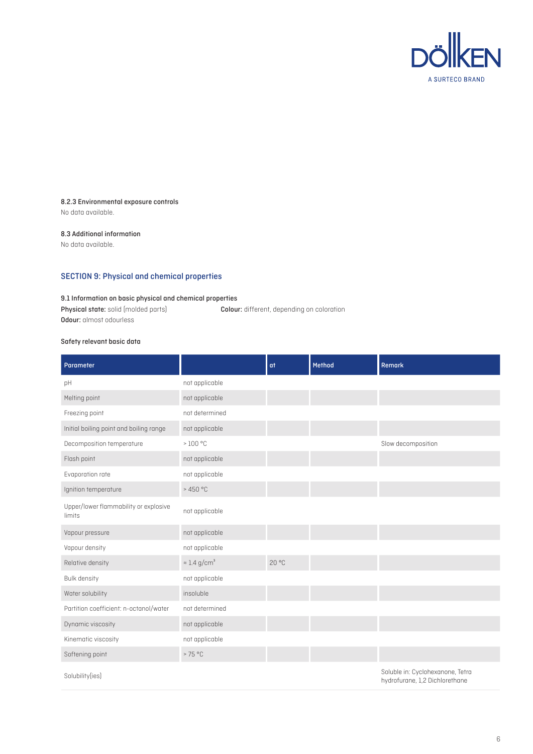#### 8.2.3 Environmental exposure controls

No data available.

### 8.3 Additional information

No data available.

## SECTION 9: Physical and chemical properties

### 9.1 Information on basic physical and chemical properties

**Physical state:** solid (molded parts)
**Colour:** different, depending on coloration
**Odour:** almost odourless

#### Safety relevant basic data

| Parameter | | at | Method | Remark |
|---|---|---|---|---|
| pH | not applicable | | | |
| Melting point | not applicable | | | |
| Freezing point | not determined | | | |
| Initial boiling point and boiling range | not applicable | | | |
| Decomposition temperature | > 100 °C | | | Slow decomposition |
| Flash point | not applicable | | | |
| Evaporation rate | not applicable | | | |
| Ignition temperature | > 450 °C | | | |
| Upper/lower flammability or explosive limits | not applicable | | | |
| Vapour pressure | not applicable | | | |
| Vapour density | not applicable | | | |
| Relative density | ≈ 1.4 g/cm³ | 20 °C | | |
| Bulk density | not applicable | | | |
| Water solubility | insoluble | | | |
| Partition coefficient: n-octanol/water | not determined | | | |
| Dynamic viscosity | not applicable | | | |
| Kinematic viscosity | not applicable | | | |
| Softening point | > 75 °C | | | |
| Solubility(ies) | | | | Soluble in: Cyclohexanone, Tetra hydrofurane, 1,2 Dichlorethane |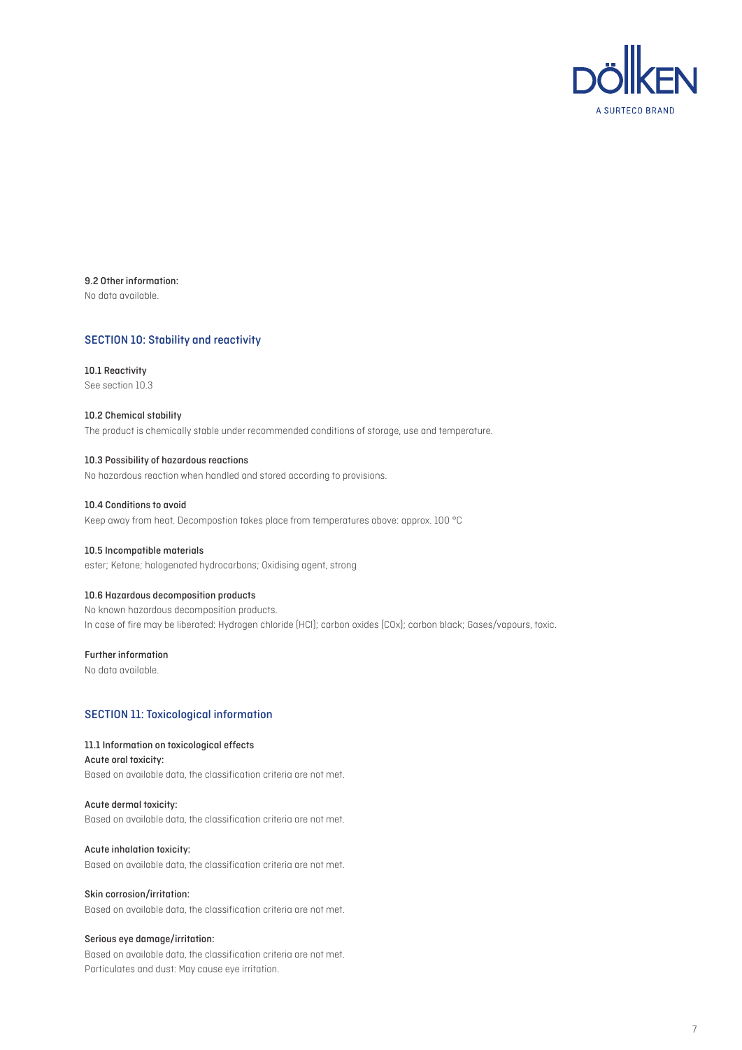**9.2 Other information:**
No data available.

## SECTION 10: Stability and reactivity

**10.1 Reactivity**
See section 10.3

**10.2 Chemical stability**
The product is chemically stable under recommended conditions of storage, use and temperature.

**10.3 Possibility of hazardous reactions**
No hazardous reaction when handled and stored according to provisions.

**10.4 Conditions to avoid**
Keep away from heat. Decompostion takes place from temperatures above: approx. 100 °C

**10.5 Incompatible materials**
ester; Ketone; halogenated hydrocarbons; Oxidising agent, strong

**10.6 Hazardous decomposition products**
No known hazardous decomposition products.
In case of fire may be liberated: Hydrogen chloride (HCl); carbon oxides (COx); carbon black; Gases/vapours, toxic.

**Further information**
No data available.

## SECTION 11: Toxicological information

**11.1 Information on toxicological effects**
**Acute oral toxicity:**
Based on available data, the classification criteria are not met.

**Acute dermal toxicity:**
Based on available data, the classification criteria are not met.

**Acute inhalation toxicity:**
Based on available data, the classification criteria are not met.

**Skin corrosion/irritation:**
Based on available data, the classification criteria are not met.

**Serious eye damage/irritation:**
Based on available data, the classification criteria are not met.
Particulates and dust: May cause eye irritation.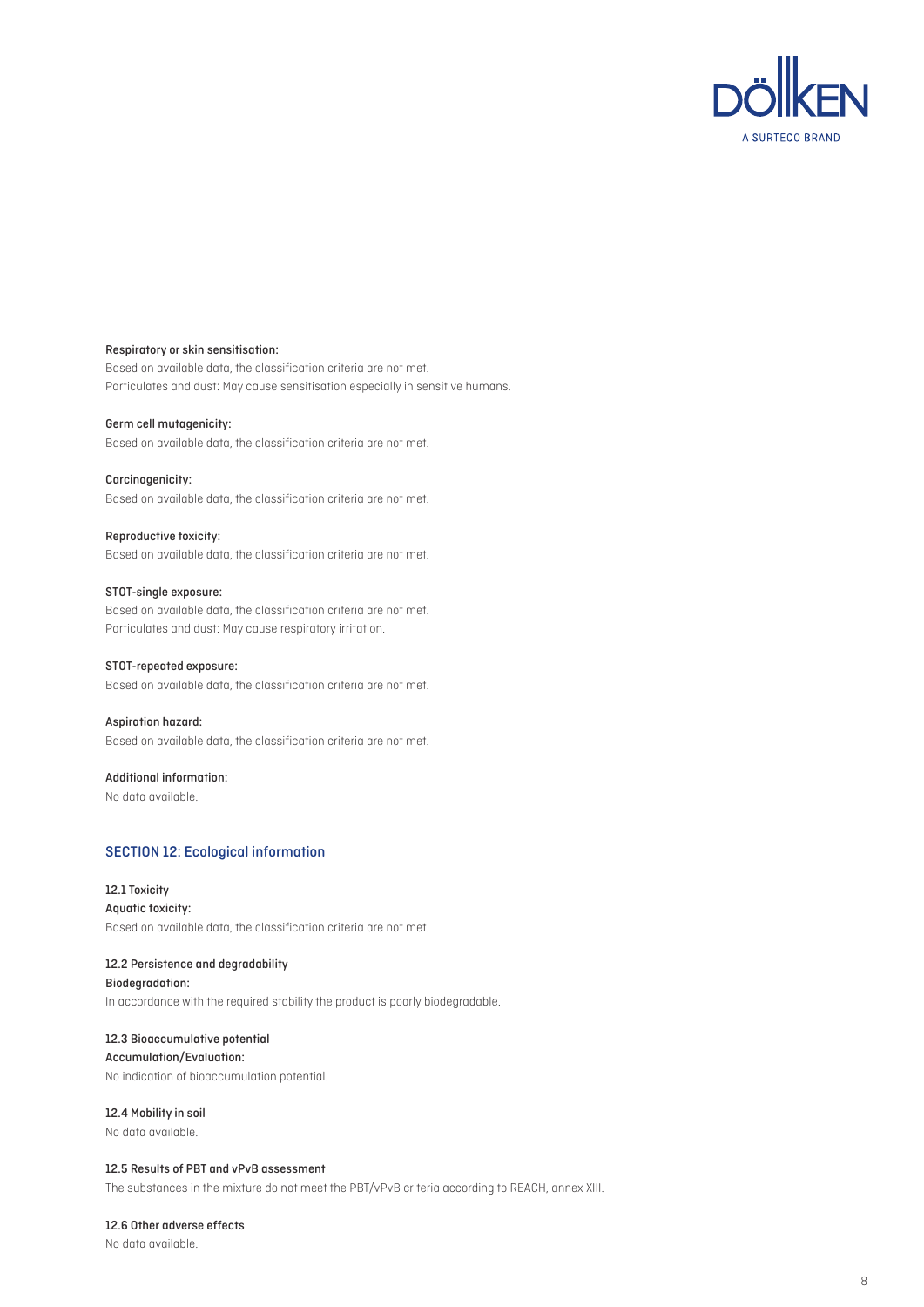**Respiratory or skin sensitisation:**
Based on available data, the classification criteria are not met.
Particulates and dust: May cause sensitisation especially in sensitive humans.

**Germ cell mutagenicity:**
Based on available data, the classification criteria are not met.

**Carcinogenicity:**
Based on available data, the classification criteria are not met.

**Reproductive toxicity:**
Based on available data, the classification criteria are not met.

**STOT-single exposure:**
Based on available data, the classification criteria are not met.
Particulates and dust: May cause respiratory irritation.

**STOT-repeated exposure:**
Based on available data, the classification criteria are not met.

**Aspiration hazard:**
Based on available data, the classification criteria are not met.

**Additional information:**
No data available.

## SECTION 12: Ecological information

### 12.1 Toxicity

**Aquatic toxicity:**
Based on available data, the classification criteria are not met.

### 12.2 Persistence and degradability

**Biodegradation:**
In accordance with the required stability the product is poorly biodegradable.

### 12.3 Bioaccumulative potential

**Accumulation/Evaluation:**
No indication of bioaccumulation potential.

### 12.4 Mobility in soil

No data available.

### 12.5 Results of PBT and vPvB assessment

The substances in the mixture do not meet the PBT/vPvB criteria according to REACH, annex XIII.

### 12.6 Other adverse effects

No data available.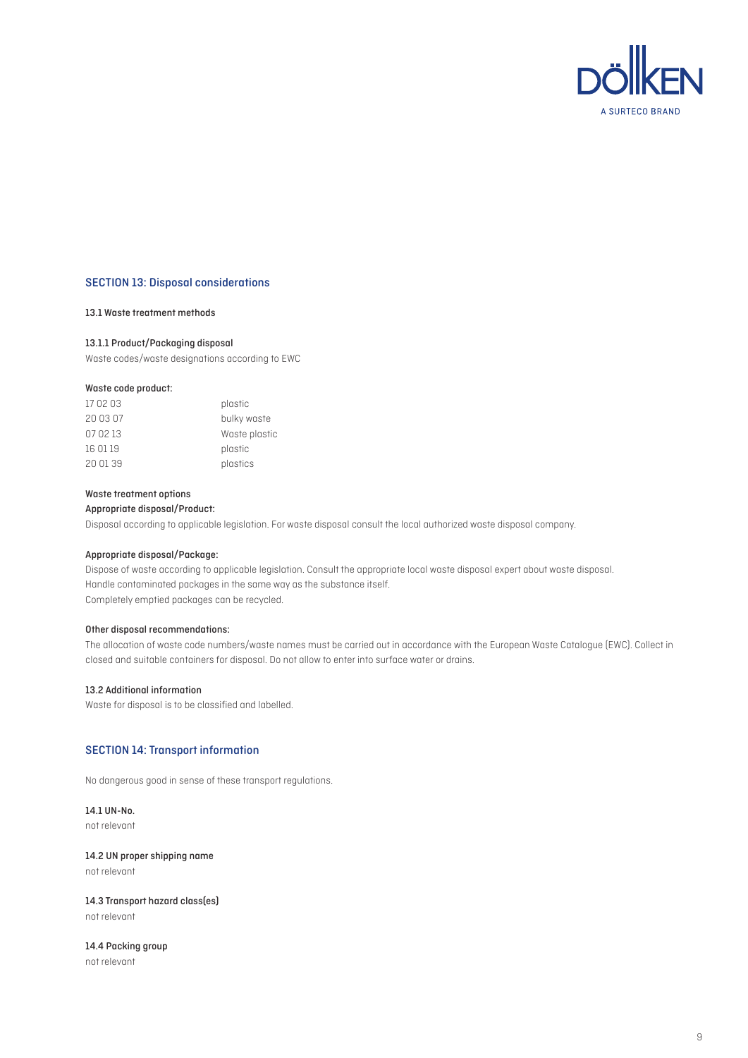## SECTION 13: Disposal considerations

### 13.1 Waste treatment methods

#### 13.1.1 Product/Packaging disposal

Waste codes/waste designations according to EWC

**Waste code product:**

| | |
|---|---|
| 17 02 03 | plastic |
| 20 03 07 | bulky waste |
| 07 02 13 | Waste plastic |
| 16 01 19 | plastic |
| 20 01 39 | plastics |

**Waste treatment options**

**Appropriate disposal/Product:**

Disposal according to applicable legislation. For waste disposal consult the local authorized waste disposal company.

**Appropriate disposal/Package:**

Dispose of waste according to applicable legislation. Consult the appropriate local waste disposal expert about waste disposal.
Handle contaminated packages in the same way as the substance itself.
Completely emptied packages can be recycled.

**Other disposal recommendations:**

The allocation of waste code numbers/waste names must be carried out in accordance with the European Waste Catalogue (EWC). Collect in closed and suitable containers for disposal. Do not allow to enter into surface water or drains.

### 13.2 Additional information

Waste for disposal is to be classified and labelled.

## SECTION 14: Transport information

No dangerous good in sense of these transport regulations.

### 14.1 UN-No.

not relevant

### 14.2 UN proper shipping name

not relevant

### 14.3 Transport hazard class(es)

not relevant

### 14.4 Packing group

not relevant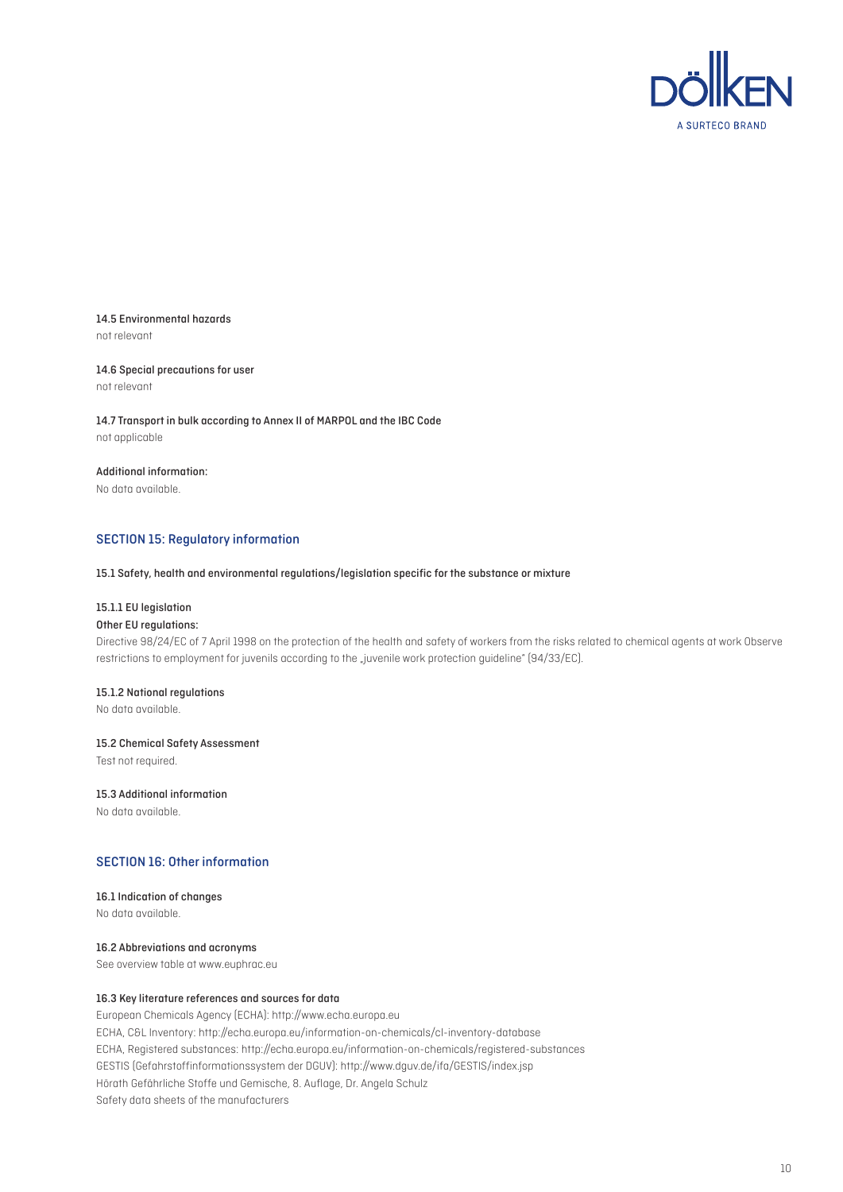### 14.5 Environmental hazards

not relevant

### 14.6 Special precautions for user

not relevant

### 14.7 Transport in bulk according to Annex II of MARPOL and the IBC Code

not applicable

**Additional information:**

No data available.

## SECTION 15: Regulatory information

### 15.1 Safety, health and environmental regulations/legislation specific for the substance or mixture

#### 15.1.1 EU legislation

**Other EU regulations:**

Directive 98/24/EC of 7 April 1998 on the protection of the health and safety of workers from the risks related to chemical agents at work Observe restrictions to employment for juvenils according to the „juvenile work protection guideline" (94/33/EC).

#### 15.1.2 National regulations

No data available.

### 15.2 Chemical Safety Assessment

Test not required.

### 15.3 Additional information

No data available.

## SECTION 16: Other information

### 16.1 Indication of changes

No data available.

### 16.2 Abbreviations and acronyms

See overview table at www.euphrac.eu

### 16.3 Key literature references and sources for data

European Chemicals Agency (ECHA): http://www.echa.europa.eu
ECHA, C&L Inventory: http://echa.europa.eu/information-on-chemicals/cl-inventory-database
ECHA, Registered substances: http://echa.europa.eu/information-on-chemicals/registered-substances
GESTIS (Gefahrstoffinformationssystem der DGUV): http://www.dguv.de/ifa/GESTIS/index.jsp
Hörath Gefährliche Stoffe und Gemische, 8. Auflage, Dr. Angela Schulz
Safety data sheets of the manufacturers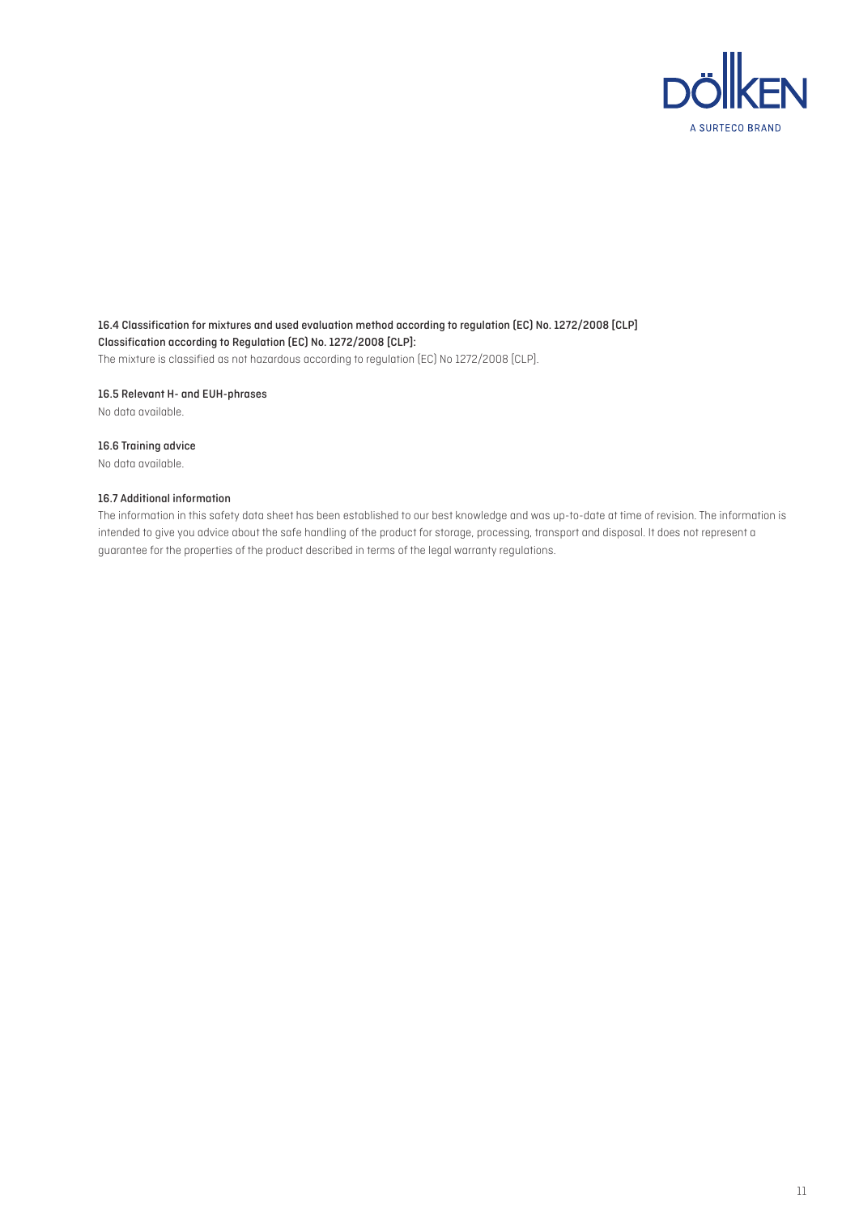#### 16.4 Classification for mixtures and used evaluation method according to regulation (EC) No. 1272/2008 [CLP]

**Classification according to Regulation (EC) No. 1272/2008 [CLP]:**

The mixture is classified as not hazardous according to regulation (EC) No 1272/2008 [CLP].

#### 16.5 Relevant H- and EUH-phrases

No data available.

#### 16.6 Training advice

No data available.

#### 16.7 Additional information

The information in this safety data sheet has been established to our best knowledge and was up-to-date at time of revision. The information is intended to give you advice about the safe handling of the product for storage, processing, transport and disposal. It does not represent a guarantee for the properties of the product described in terms of the legal warranty regulations.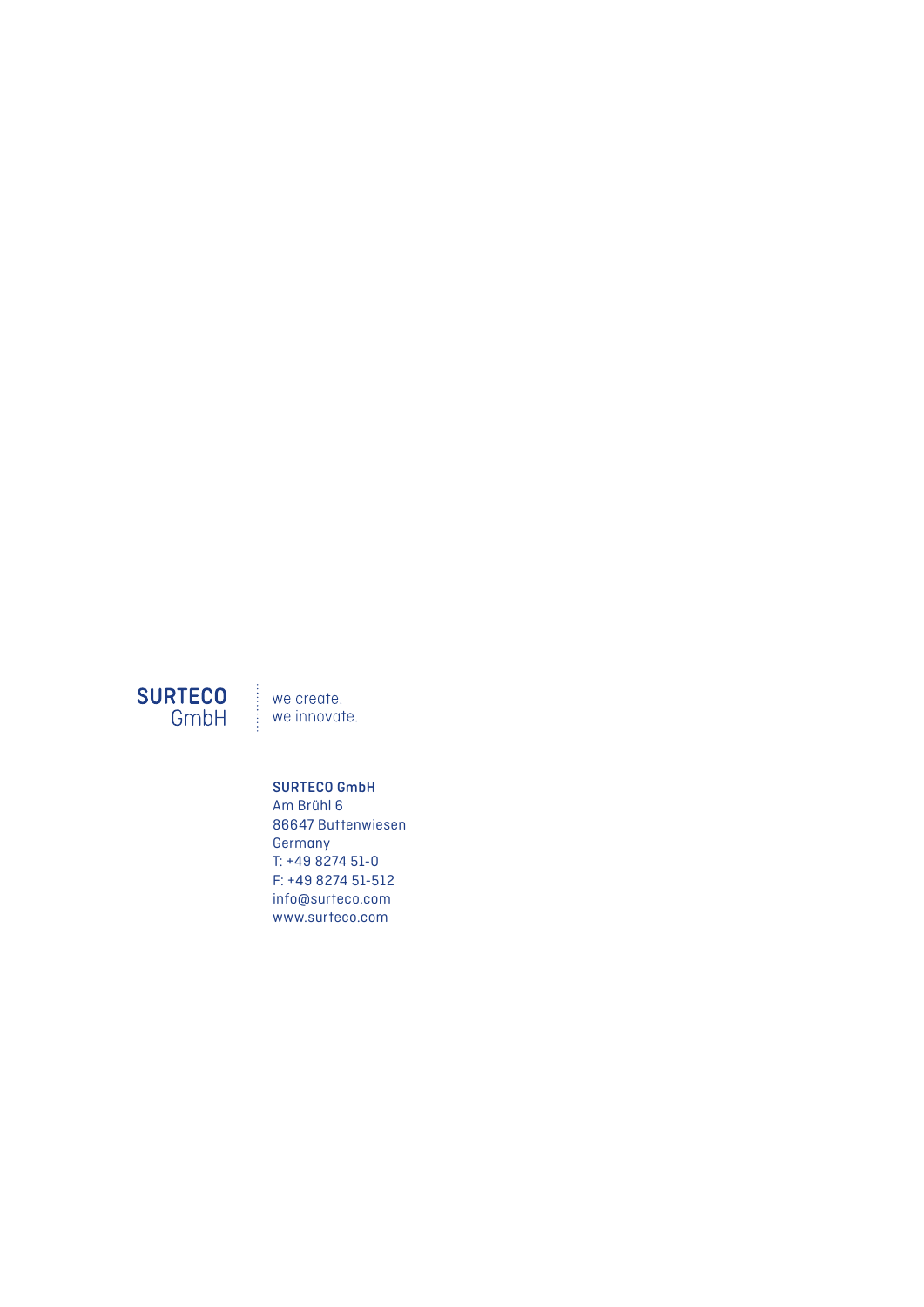**SURTECO**
GmbH

we create.
we innovate.

**SURTECO GmbH**
Am Brühl 6
86647 Buttenwiesen
Germany
T: +49 8274 51-0
F: +49 8274 51-512
info@surteco.com
www.surteco.com